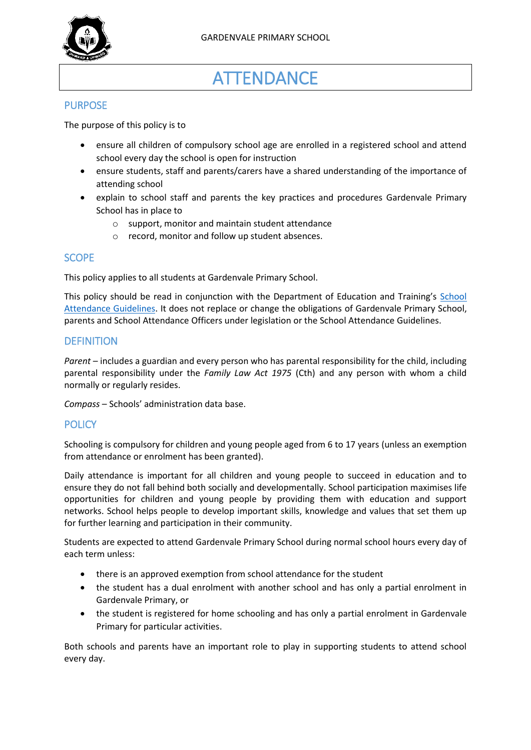GARDENVALE PRIMARY SCHOOL

# ATTENDANCE

## PURPOSE

The purpose of this policy is to

- ensure all children of compulsory school age are enrolled in a registered school and attend school every day the school is open for instruction
- ensure students, staff and parents/carers have a shared understanding of the importance of attending school
- explain to school staff and parents the key practices and procedures Gardenvale Primary School has in place to
  - support, monitor and maintain student attendance
  - record, monitor and follow up student absences.

## SCOPE

This policy applies to all students at Gardenvale Primary School.

This policy should be read in conjunction with the Department of Education and Training's [School Attendance Guidelines](). It does not replace or change the obligations of Gardenvale Primary School, parents and School Attendance Officers under legislation or the School Attendance Guidelines.

## DEFINITION

*Parent* – includes a guardian and every person who has parental responsibility for the child, including parental responsibility under the *Family Law Act 1975* (Cth) and any person with whom a child normally or regularly resides.

*Compass* – Schools' administration data base.

## POLICY

Schooling is compulsory for children and young people aged from 6 to 17 years (unless an exemption from attendance or enrolment has been granted).

Daily attendance is important for all children and young people to succeed in education and to ensure they do not fall behind both socially and developmentally. School participation maximises life opportunities for children and young people by providing them with education and support networks. School helps people to develop important skills, knowledge and values that set them up for further learning and participation in their community.

Students are expected to attend Gardenvale Primary School during normal school hours every day of each term unless:

- there is an approved exemption from school attendance for the student
- the student has a dual enrolment with another school and has only a partial enrolment in Gardenvale Primary, or
- the student is registered for home schooling and has only a partial enrolment in Gardenvale Primary for particular activities.

Both schools and parents have an important role to play in supporting students to attend school every day.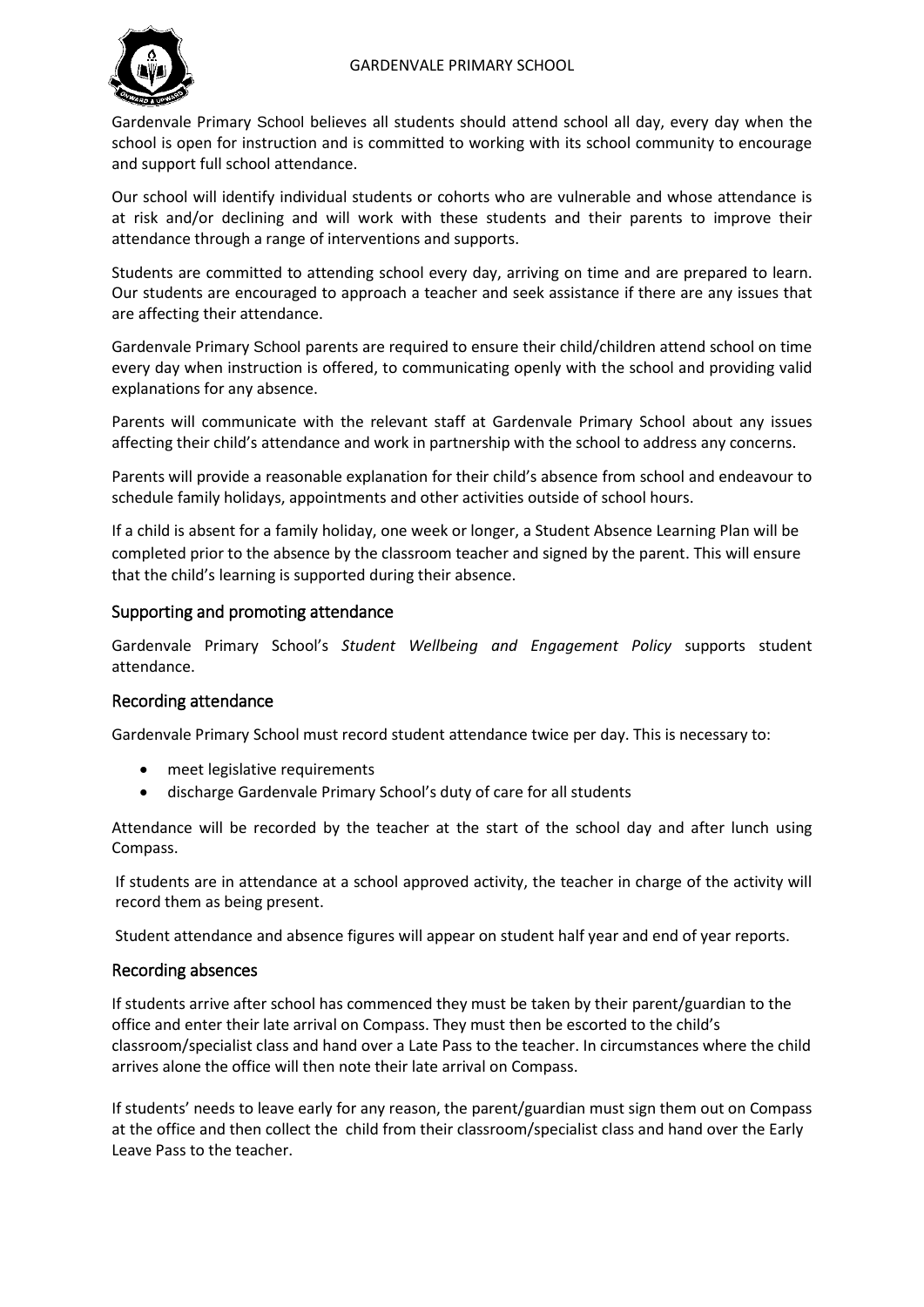Gardenvale Primary School believes all students should attend school all day, every day when the school is open for instruction and is committed to working with its school community to encourage and support full school attendance.

Our school will identify individual students or cohorts who are vulnerable and whose attendance is at risk and/or declining and will work with these students and their parents to improve their attendance through a range of interventions and supports.

Students are committed to attending school every day, arriving on time and are prepared to learn. Our students are encouraged to approach a teacher and seek assistance if there are any issues that are affecting their attendance.

Gardenvale Primary School parents are required to ensure their child/children attend school on time every day when instruction is offered, to communicating openly with the school and providing valid explanations for any absence.

Parents will communicate with the relevant staff at Gardenvale Primary School about any issues affecting their child's attendance and work in partnership with the school to address any concerns.

Parents will provide a reasonable explanation for their child's absence from school and endeavour to schedule family holidays, appointments and other activities outside of school hours.

If a child is absent for a family holiday, one week or longer, a Student Absence Learning Plan will be completed prior to the absence by the classroom teacher and signed by the parent. This will ensure that the child's learning is supported during their absence.

## Supporting and promoting attendance

Gardenvale Primary School's *Student Wellbeing and Engagement Policy* supports student attendance.

## Recording attendance

Gardenvale Primary School must record student attendance twice per day. This is necessary to:

- meet legislative requirements
- discharge Gardenvale Primary School's duty of care for all students

Attendance will be recorded by the teacher at the start of the school day and after lunch using Compass.

If students are in attendance at a school approved activity, the teacher in charge of the activity will record them as being present.

Student attendance and absence figures will appear on student half year and end of year reports.

## Recording absences

If students arrive after school has commenced they must be taken by their parent/guardian to the office and enter their late arrival on Compass. They must then be escorted to the child's classroom/specialist class and hand over a Late Pass to the teacher. In circumstances where the child arrives alone the office will then note their late arrival on Compass.

If students' needs to leave early for any reason, the parent/guardian must sign them out on Compass at the office and then collect the child from their classroom/specialist class and hand over the Early Leave Pass to the teacher.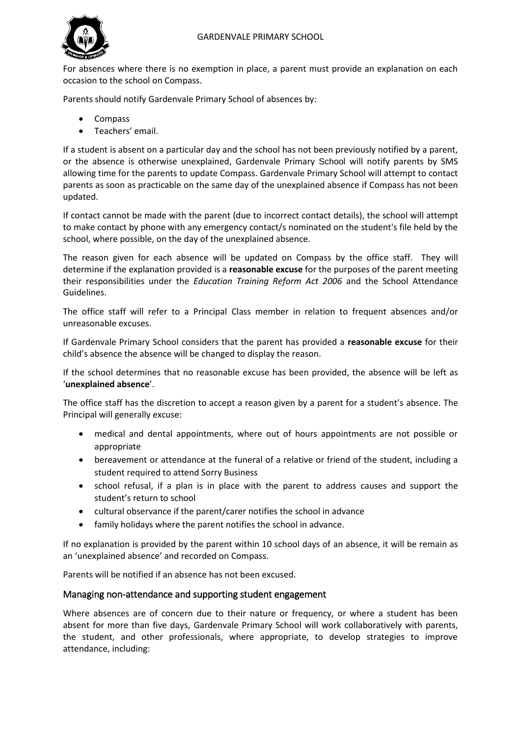For absences where there is no exemption in place, a parent must provide an explanation on each occasion to the school on Compass.

Parents should notify Gardenvale Primary School of absences by:

- Compass
- Teachers' email.

If a student is absent on a particular day and the school has not been previously notified by a parent, or the absence is otherwise unexplained, Gardenvale Primary School will notify parents by SMS allowing time for the parents to update Compass. Gardenvale Primary School will attempt to contact parents as soon as practicable on the same day of the unexplained absence if Compass has not been updated.

If contact cannot be made with the parent (due to incorrect contact details), the school will attempt to make contact by phone with any emergency contact/s nominated on the student's file held by the school, where possible, on the day of the unexplained absence.

The reason given for each absence will be updated on Compass by the office staff. They will determine if the explanation provided is a **reasonable excuse** for the purposes of the parent meeting their responsibilities under the *Education Training Reform Act 2006* and the School Attendance Guidelines.

The office staff will refer to a Principal Class member in relation to frequent absences and/or unreasonable excuses.

If Gardenvale Primary School considers that the parent has provided a **reasonable excuse** for their child's absence the absence will be changed to display the reason.

If the school determines that no reasonable excuse has been provided, the absence will be left as '**unexplained absence**'.

The office staff has the discretion to accept a reason given by a parent for a student's absence. The Principal will generally excuse:

- medical and dental appointments, where out of hours appointments are not possible or appropriate
- bereavement or attendance at the funeral of a relative or friend of the student, including a student required to attend Sorry Business
- school refusal, if a plan is in place with the parent to address causes and support the student's return to school
- cultural observance if the parent/carer notifies the school in advance
- family holidays where the parent notifies the school in advance.

If no explanation is provided by the parent within 10 school days of an absence, it will be remain as an 'unexplained absence' and recorded on Compass.

Parents will be notified if an absence has not been excused.

## Managing non-attendance and supporting student engagement

Where absences are of concern due to their nature or frequency, or where a student has been absent for more than five days, Gardenvale Primary School will work collaboratively with parents, the student, and other professionals, where appropriate, to develop strategies to improve attendance, including: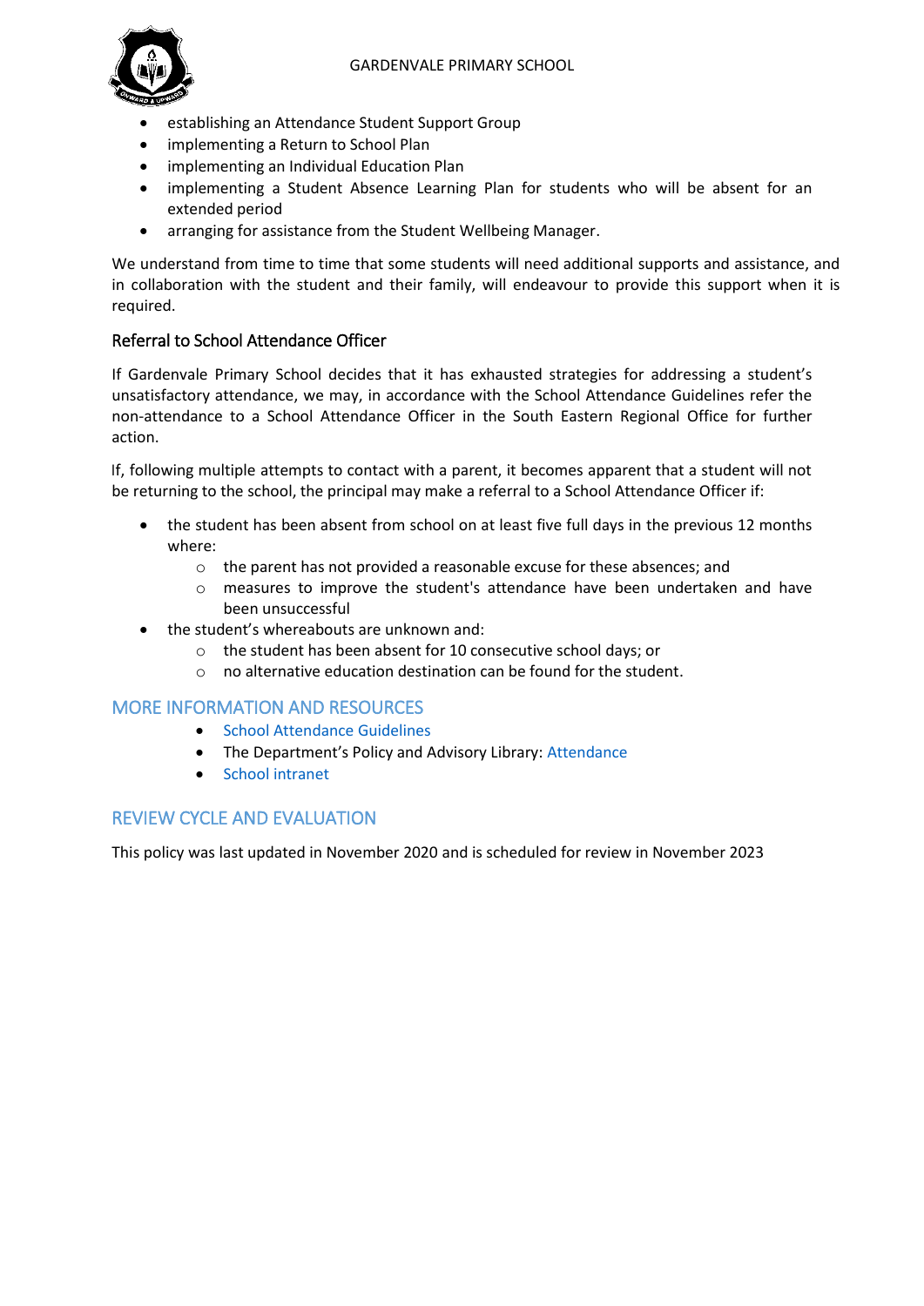- establishing an Attendance Student Support Group
- implementing a Return to School Plan
- implementing an Individual Education Plan
- implementing a Student Absence Learning Plan for students who will be absent for an extended period
- arranging for assistance from the Student Wellbeing Manager.

We understand from time to time that some students will need additional supports and assistance, and in collaboration with the student and their family, will endeavour to provide this support when it is required.

### Referral to School Attendance Officer

If Gardenvale Primary School decides that it has exhausted strategies for addressing a student's unsatisfactory attendance, we may, in accordance with the School Attendance Guidelines refer the non-attendance to a School Attendance Officer in the South Eastern Regional Office for further action.

If, following multiple attempts to contact with a parent, it becomes apparent that a student will not be returning to the school, the principal may make a referral to a School Attendance Officer if:

- the student has been absent from school on at least five full days in the previous 12 months where:
  - the parent has not provided a reasonable excuse for these absences; and
  - measures to improve the student's attendance have been undertaken and have been unsuccessful
- the student's whereabouts are unknown and:
  - the student has been absent for 10 consecutive school days; or
  - no alternative education destination can be found for the student.

## MORE INFORMATION AND RESOURCES

- School Attendance Guidelines
- The Department's Policy and Advisory Library: Attendance
- School intranet

## REVIEW CYCLE AND EVALUATION

This policy was last updated in November 2020 and is scheduled for review in November 2023